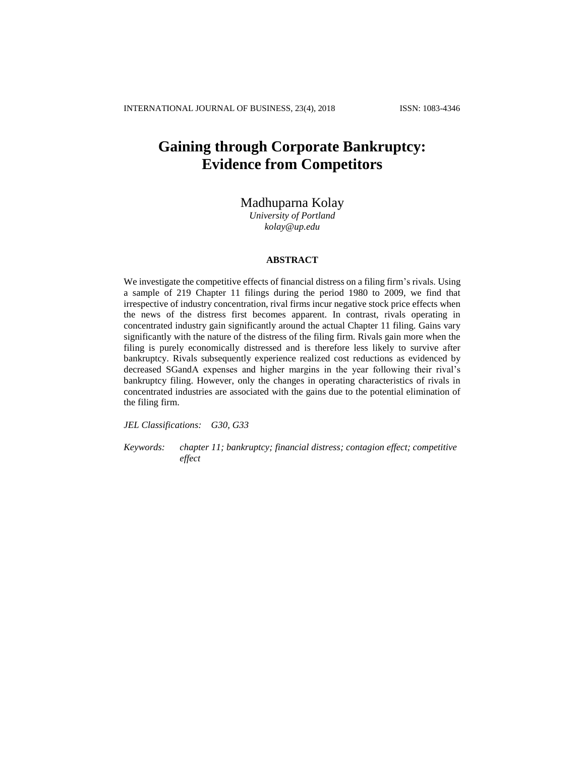# Gaining through Corporate Bankruptcy: Evidence from Competitors

Madhuparna Kolay
*University of Portland*
*kolay@up.edu*

### ABSTRACT

We investigate the competitive effects of financial distress on a filing firm's rivals. Using a sample of 219 Chapter 11 filings during the period 1980 to 2009, we find that irrespective of industry concentration, rival firms incur negative stock price effects when the news of the distress first becomes apparent. In contrast, rivals operating in concentrated industry gain significantly around the actual Chapter 11 filing. Gains vary significantly with the nature of the distress of the filing firm. Rivals gain more when the filing is purely economically distressed and is therefore less likely to survive after bankruptcy. Rivals subsequently experience realized cost reductions as evidenced by decreased SGandA expenses and higher margins in the year following their rival's bankruptcy filing. However, only the changes in operating characteristics of rivals in concentrated industries are associated with the gains due to the potential elimination of the filing firm.

*JEL Classifications:* *G30, G33*

*Keywords:* *chapter 11; bankruptcy; financial distress; contagion effect; competitive effect*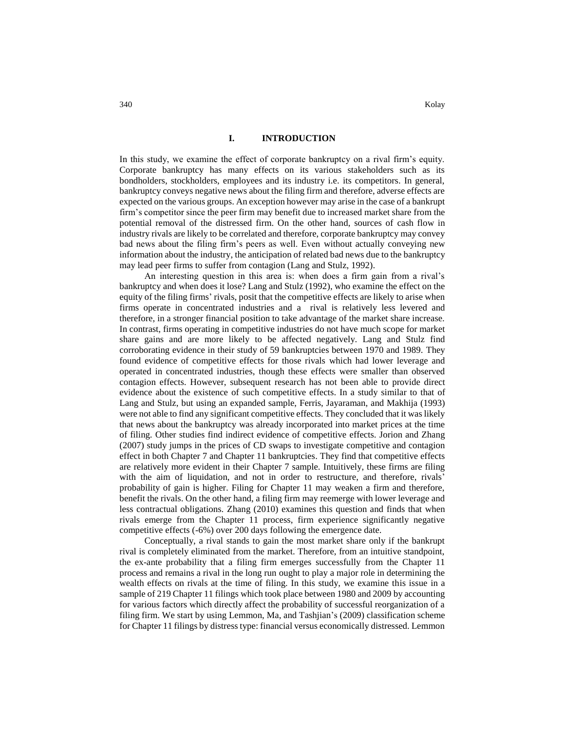## I. INTRODUCTION

In this study, we examine the effect of corporate bankruptcy on a rival firm's equity. Corporate bankruptcy has many effects on its various stakeholders such as its bondholders, stockholders, employees and its industry i.e. its competitors. In general, bankruptcy conveys negative news about the filing firm and therefore, adverse effects are expected on the various groups. An exception however may arise in the case of a bankrupt firm's competitor since the peer firm may benefit due to increased market share from the potential removal of the distressed firm. On the other hand, sources of cash flow in industry rivals are likely to be correlated and therefore, corporate bankruptcy may convey bad news about the filing firm's peers as well. Even without actually conveying new information about the industry, the anticipation of related bad news due to the bankruptcy may lead peer firms to suffer from contagion (Lang and Stulz, 1992).

An interesting question in this area is: when does a firm gain from a rival's bankruptcy and when does it lose? Lang and Stulz (1992), who examine the effect on the equity of the filing firms' rivals, posit that the competitive effects are likely to arise when firms operate in concentrated industries and a rival is relatively less levered and therefore, in a stronger financial position to take advantage of the market share increase. In contrast, firms operating in competitive industries do not have much scope for market share gains and are more likely to be affected negatively. Lang and Stulz find corroborating evidence in their study of 59 bankruptcies between 1970 and 1989. They found evidence of competitive effects for those rivals which had lower leverage and operated in concentrated industries, though these effects were smaller than observed contagion effects. However, subsequent research has not been able to provide direct evidence about the existence of such competitive effects. In a study similar to that of Lang and Stulz, but using an expanded sample, Ferris, Jayaraman, and Makhija (1993) were not able to find any significant competitive effects. They concluded that it was likely that news about the bankruptcy was already incorporated into market prices at the time of filing. Other studies find indirect evidence of competitive effects. Jorion and Zhang (2007) study jumps in the prices of CD swaps to investigate competitive and contagion effect in both Chapter 7 and Chapter 11 bankruptcies. They find that competitive effects are relatively more evident in their Chapter 7 sample. Intuitively, these firms are filing with the aim of liquidation, and not in order to restructure, and therefore, rivals' probability of gain is higher. Filing for Chapter 11 may weaken a firm and therefore, benefit the rivals. On the other hand, a filing firm may reemerge with lower leverage and less contractual obligations. Zhang (2010) examines this question and finds that when rivals emerge from the Chapter 11 process, firm experience significantly negative competitive effects (-6%) over 200 days following the emergence date.

Conceptually, a rival stands to gain the most market share only if the bankrupt rival is completely eliminated from the market. Therefore, from an intuitive standpoint, the ex-ante probability that a filing firm emerges successfully from the Chapter 11 process and remains a rival in the long run ought to play a major role in determining the wealth effects on rivals at the time of filing. In this study, we examine this issue in a sample of 219 Chapter 11 filings which took place between 1980 and 2009 by accounting for various factors which directly affect the probability of successful reorganization of a filing firm. We start by using Lemmon, Ma, and Tashjian's (2009) classification scheme for Chapter 11 filings by distress type: financial versus economically distressed. Lemmon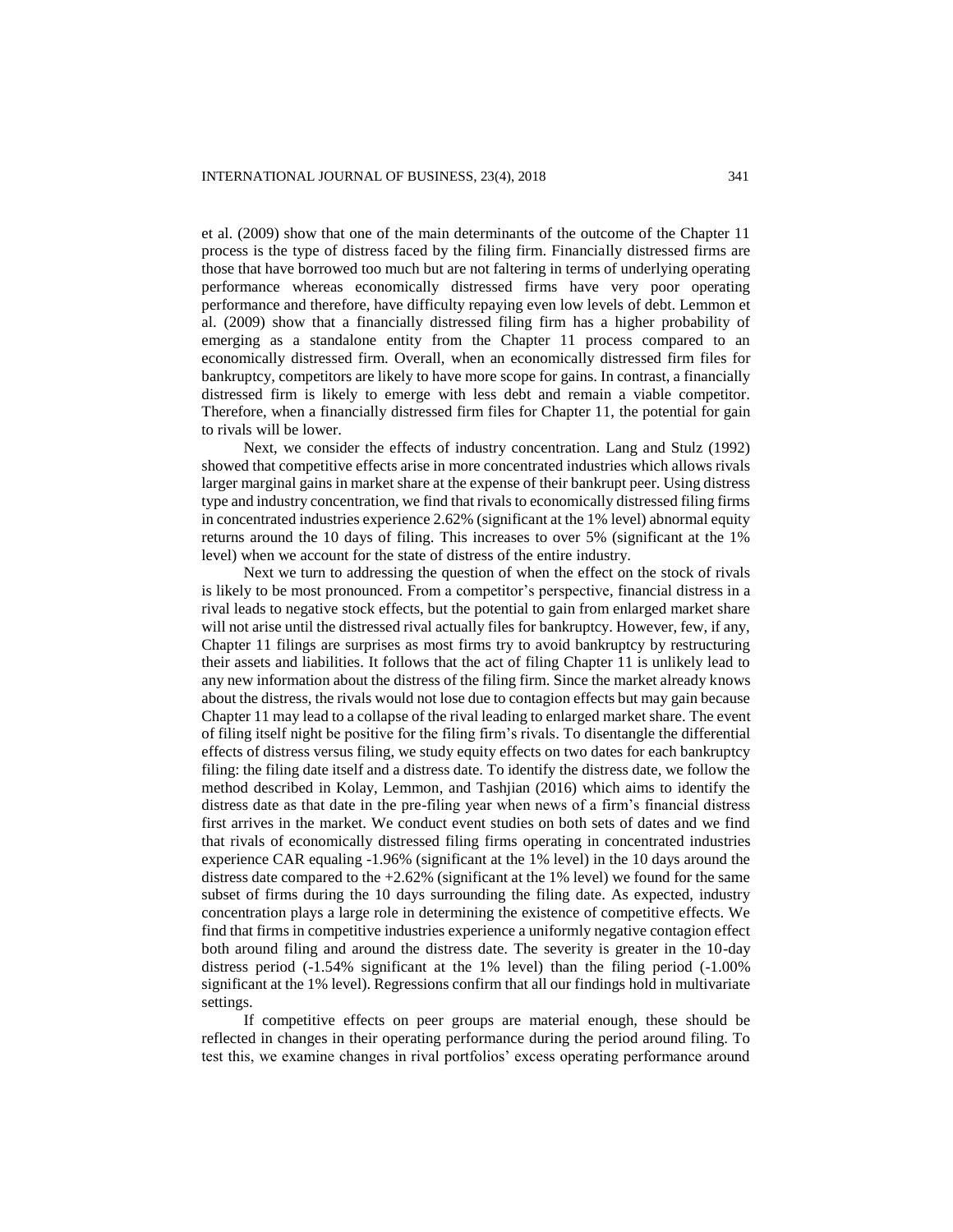et al. (2009) show that one of the main determinants of the outcome of the Chapter 11 process is the type of distress faced by the filing firm. Financially distressed firms are those that have borrowed too much but are not faltering in terms of underlying operating performance whereas economically distressed firms have very poor operating performance and therefore, have difficulty repaying even low levels of debt. Lemmon et al. (2009) show that a financially distressed filing firm has a higher probability of emerging as a standalone entity from the Chapter 11 process compared to an economically distressed firm. Overall, when an economically distressed firm files for bankruptcy, competitors are likely to have more scope for gains. In contrast, a financially distressed firm is likely to emerge with less debt and remain a viable competitor. Therefore, when a financially distressed firm files for Chapter 11, the potential for gain to rivals will be lower.

Next, we consider the effects of industry concentration. Lang and Stulz (1992) showed that competitive effects arise in more concentrated industries which allows rivals larger marginal gains in market share at the expense of their bankrupt peer. Using distress type and industry concentration, we find that rivals to economically distressed filing firms in concentrated industries experience 2.62% (significant at the 1% level) abnormal equity returns around the 10 days of filing. This increases to over 5% (significant at the 1% level) when we account for the state of distress of the entire industry.

Next we turn to addressing the question of when the effect on the stock of rivals is likely to be most pronounced. From a competitor's perspective, financial distress in a rival leads to negative stock effects, but the potential to gain from enlarged market share will not arise until the distressed rival actually files for bankruptcy. However, few, if any, Chapter 11 filings are surprises as most firms try to avoid bankruptcy by restructuring their assets and liabilities. It follows that the act of filing Chapter 11 is unlikely lead to any new information about the distress of the filing firm. Since the market already knows about the distress, the rivals would not lose due to contagion effects but may gain because Chapter 11 may lead to a collapse of the rival leading to enlarged market share. The event of filing itself night be positive for the filing firm's rivals. To disentangle the differential effects of distress versus filing, we study equity effects on two dates for each bankruptcy filing: the filing date itself and a distress date. To identify the distress date, we follow the method described in Kolay, Lemmon, and Tashjian (2016) which aims to identify the distress date as that date in the pre-filing year when news of a firm's financial distress first arrives in the market. We conduct event studies on both sets of dates and we find that rivals of economically distressed filing firms operating in concentrated industries experience CAR equaling -1.96% (significant at the 1% level) in the 10 days around the distress date compared to the +2.62% (significant at the 1% level) we found for the same subset of firms during the 10 days surrounding the filing date. As expected, industry concentration plays a large role in determining the existence of competitive effects. We find that firms in competitive industries experience a uniformly negative contagion effect both around filing and around the distress date. The severity is greater in the 10-day distress period (-1.54% significant at the 1% level) than the filing period (-1.00% significant at the 1% level). Regressions confirm that all our findings hold in multivariate settings.

If competitive effects on peer groups are material enough, these should be reflected in changes in their operating performance during the period around filing. To test this, we examine changes in rival portfolios' excess operating performance around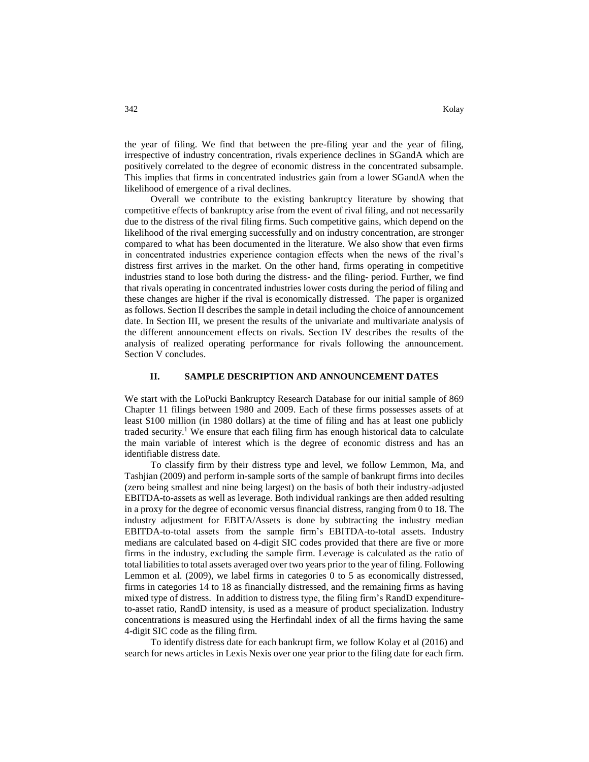the year of filing. We find that between the pre-filing year and the year of filing, irrespective of industry concentration, rivals experience declines in SGandA which are positively correlated to the degree of economic distress in the concentrated subsample. This implies that firms in concentrated industries gain from a lower SGandA when the likelihood of emergence of a rival declines.

Overall we contribute to the existing bankruptcy literature by showing that competitive effects of bankruptcy arise from the event of rival filing, and not necessarily due to the distress of the rival filing firms. Such competitive gains, which depend on the likelihood of the rival emerging successfully and on industry concentration, are stronger compared to what has been documented in the literature. We also show that even firms in concentrated industries experience contagion effects when the news of the rival's distress first arrives in the market. On the other hand, firms operating in competitive industries stand to lose both during the distress- and the filing- period. Further, we find that rivals operating in concentrated industries lower costs during the period of filing and these changes are higher if the rival is economically distressed. The paper is organized as follows. Section II describes the sample in detail including the choice of announcement date. In Section III, we present the results of the univariate and multivariate analysis of the different announcement effects on rivals. Section IV describes the results of the analysis of realized operating performance for rivals following the announcement. Section V concludes.

## II. SAMPLE DESCRIPTION AND ANNOUNCEMENT DATES

We start with the LoPucki Bankruptcy Research Database for our initial sample of 869 Chapter 11 filings between 1980 and 2009. Each of these firms possesses assets of at least \$100 million (in 1980 dollars) at the time of filing and has at least one publicly traded security.[1] We ensure that each filing firm has enough historical data to calculate the main variable of interest which is the degree of economic distress and has an identifiable distress date.

To classify firm by their distress type and level, we follow Lemmon, Ma, and Tashjian (2009) and perform in-sample sorts of the sample of bankrupt firms into deciles (zero being smallest and nine being largest) on the basis of both their industry-adjusted EBITDA-to-assets as well as leverage. Both individual rankings are then added resulting in a proxy for the degree of economic versus financial distress, ranging from 0 to 18. The industry adjustment for EBITA/Assets is done by subtracting the industry median EBITDA-to-total assets from the sample firm's EBITDA-to-total assets. Industry medians are calculated based on 4-digit SIC codes provided that there are five or more firms in the industry, excluding the sample firm. Leverage is calculated as the ratio of total liabilities to total assets averaged over two years prior to the year of filing. Following Lemmon et al. (2009), we label firms in categories 0 to 5 as economically distressed, firms in categories 14 to 18 as financially distressed, and the remaining firms as having mixed type of distress. In addition to distress type, the filing firm's RandD expenditure-to-asset ratio, RandD intensity, is used as a measure of product specialization. Industry concentrations is measured using the Herfindahl index of all the firms having the same 4-digit SIC code as the filing firm.

To identify distress date for each bankrupt firm, we follow Kolay et al (2016) and search for news articles in Lexis Nexis over one year prior to the filing date for each firm.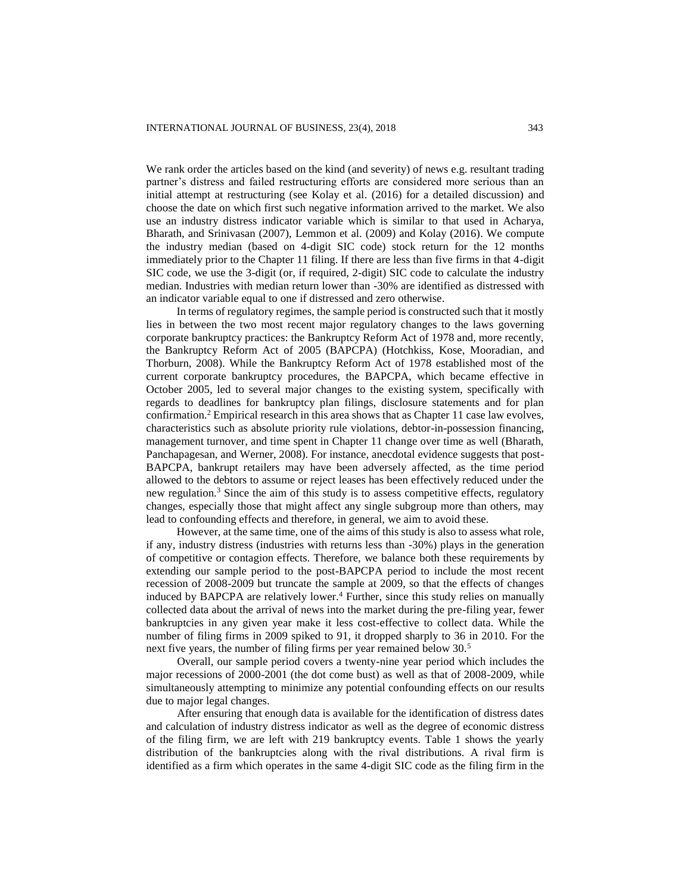We rank order the articles based on the kind (and severity) of news e.g. resultant trading partner's distress and failed restructuring efforts are considered more serious than an initial attempt at restructuring (see Kolay et al. (2016) for a detailed discussion) and choose the date on which first such negative information arrived to the market. We also use an industry distress indicator variable which is similar to that used in Acharya, Bharath, and Srinivasan (2007), Lemmon et al. (2009) and Kolay (2016). We compute the industry median (based on 4-digit SIC code) stock return for the 12 months immediately prior to the Chapter 11 filing. If there are less than five firms in that 4-digit SIC code, we use the 3-digit (or, if required, 2-digit) SIC code to calculate the industry median. Industries with median return lower than -30% are identified as distressed with an indicator variable equal to one if distressed and zero otherwise.

In terms of regulatory regimes, the sample period is constructed such that it mostly lies in between the two most recent major regulatory changes to the laws governing corporate bankruptcy practices: the Bankruptcy Reform Act of 1978 and, more recently, the Bankruptcy Reform Act of 2005 (BAPCPA) (Hotchkiss, Kose, Mooradian, and Thorburn, 2008). While the Bankruptcy Reform Act of 1978 established most of the current corporate bankruptcy procedures, the BAPCPA, which became effective in October 2005, led to several major changes to the existing system, specifically with regards to deadlines for bankruptcy plan filings, disclosure statements and for plan confirmation.[2] Empirical research in this area shows that as Chapter 11 case law evolves, characteristics such as absolute priority rule violations, debtor-in-possession financing, management turnover, and time spent in Chapter 11 change over time as well (Bharath, Panchapagesan, and Werner, 2008). For instance, anecdotal evidence suggests that post-BAPCPA, bankrupt retailers may have been adversely affected, as the time period allowed to the debtors to assume or reject leases has been effectively reduced under the new regulation.[3] Since the aim of this study is to assess competitive effects, regulatory changes, especially those that might affect any single subgroup more than others, may lead to confounding effects and therefore, in general, we aim to avoid these.

However, at the same time, one of the aims of this study is also to assess what role, if any, industry distress (industries with returns less than -30%) plays in the generation of competitive or contagion effects. Therefore, we balance both these requirements by extending our sample period to the post-BAPCPA period to include the most recent recession of 2008-2009 but truncate the sample at 2009, so that the effects of changes induced by BAPCPA are relatively lower.[4] Further, since this study relies on manually collected data about the arrival of news into the market during the pre-filing year, fewer bankruptcies in any given year make it less cost-effective to collect data. While the number of filing firms in 2009 spiked to 91, it dropped sharply to 36 in 2010. For the next five years, the number of filing firms per year remained below 30.[5]

Overall, our sample period covers a twenty-nine year period which includes the major recessions of 2000-2001 (the dot come bust) as well as that of 2008-2009, while simultaneously attempting to minimize any potential confounding effects on our results due to major legal changes.

After ensuring that enough data is available for the identification of distress dates and calculation of industry distress indicator as well as the degree of economic distress of the filing firm, we are left with 219 bankruptcy events. Table 1 shows the yearly distribution of the bankruptcies along with the rival distributions. A rival firm is identified as a firm which operates in the same 4-digit SIC code as the filing firm in the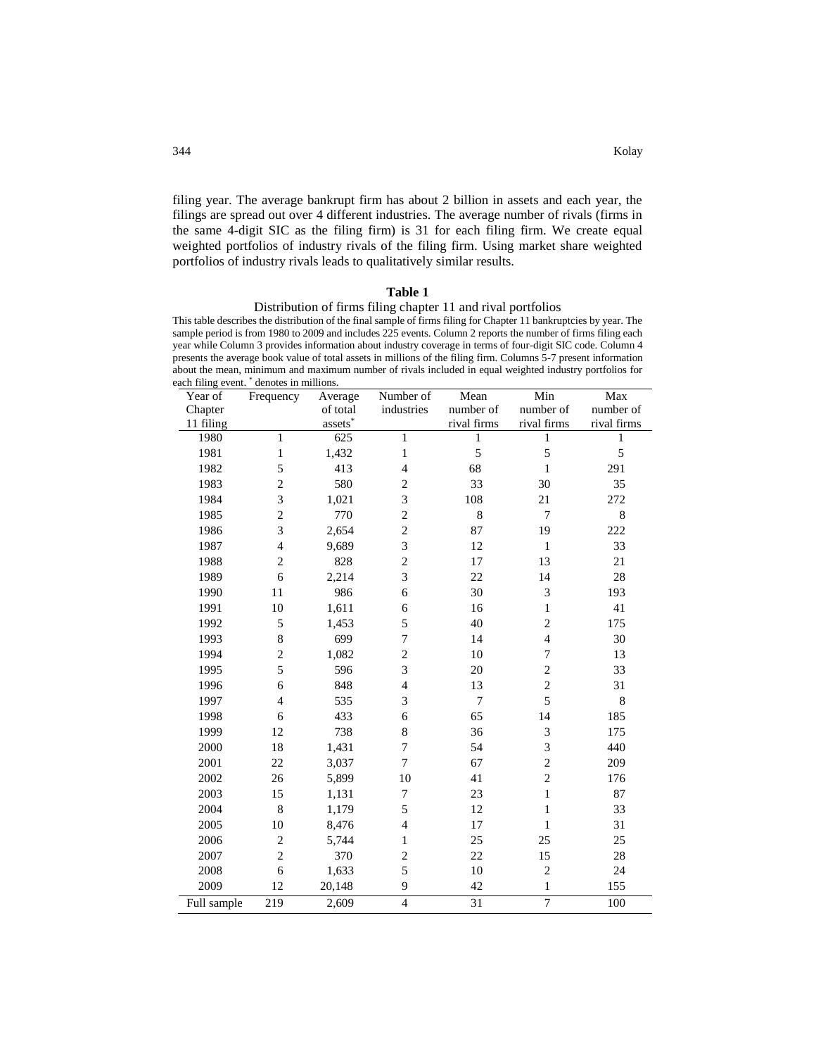filing year. The average bankrupt firm has about 2 billion in assets and each year, the filings are spread out over 4 different industries. The average number of rivals (firms in the same 4-digit SIC as the filing firm) is 31 for each filing firm. We create equal weighted portfolios of industry rivals of the filing firm. Using market share weighted portfolios of industry rivals leads to qualitatively similar results.

**Table 1**

Distribution of firms filing chapter 11 and rival portfolios

This table describes the distribution of the final sample of firms filing for Chapter 11 bankruptcies by year. The sample period is from 1980 to 2009 and includes 225 events. Column 2 reports the number of firms filing each year while Column 3 provides information about industry coverage in terms of four-digit SIC code. Column 4 presents the average book value of total assets in millions of the filing firm. Columns 5-7 present information about the mean, minimum and maximum number of rivals included in equal weighted industry portfolios for each filing event. * denotes in millions.

| Year of Chapter 11 filing | Frequency | Average of total assets* | Number of industries | Mean number of rival firms | Min number of rival firms | Max number of rival firms |
|---|---|---|---|---|---|---|
| 1980 | 1 | 625 | 1 | 1 | 1 | 1 |
| 1981 | 1 | 1,432 | 1 | 5 | 5 | 5 |
| 1982 | 5 | 413 | 4 | 68 | 1 | 291 |
| 1983 | 2 | 580 | 2 | 33 | 30 | 35 |
| 1984 | 3 | 1,021 | 3 | 108 | 21 | 272 |
| 1985 | 2 | 770 | 2 | 8 | 7 | 8 |
| 1986 | 3 | 2,654 | 2 | 87 | 19 | 222 |
| 1987 | 4 | 9,689 | 3 | 12 | 1 | 33 |
| 1988 | 2 | 828 | 2 | 17 | 13 | 21 |
| 1989 | 6 | 2,214 | 3 | 22 | 14 | 28 |
| 1990 | 11 | 986 | 6 | 30 | 3 | 193 |
| 1991 | 10 | 1,611 | 6 | 16 | 1 | 41 |
| 1992 | 5 | 1,453 | 5 | 40 | 2 | 175 |
| 1993 | 8 | 699 | 7 | 14 | 4 | 30 |
| 1994 | 2 | 1,082 | 2 | 10 | 7 | 13 |
| 1995 | 5 | 596 | 3 | 20 | 2 | 33 |
| 1996 | 6 | 848 | 4 | 13 | 2 | 31 |
| 1997 | 4 | 535 | 3 | 7 | 5 | 8 |
| 1998 | 6 | 433 | 6 | 65 | 14 | 185 |
| 1999 | 12 | 738 | 8 | 36 | 3 | 175 |
| 2000 | 18 | 1,431 | 7 | 54 | 3 | 440 |
| 2001 | 22 | 3,037 | 7 | 67 | 2 | 209 |
| 2002 | 26 | 5,899 | 10 | 41 | 2 | 176 |
| 2003 | 15 | 1,131 | 7 | 23 | 1 | 87 |
| 2004 | 8 | 1,179 | 5 | 12 | 1 | 33 |
| 2005 | 10 | 8,476 | 4 | 17 | 1 | 31 |
| 2006 | 2 | 5,744 | 1 | 25 | 25 | 25 |
| 2007 | 2 | 370 | 2 | 22 | 15 | 28 |
| 2008 | 6 | 1,633 | 5 | 10 | 2 | 24 |
| 2009 | 12 | 20,148 | 9 | 42 | 1 | 155 |
| Full sample | 219 | 2,609 | 4 | 31 | 7 | 100 |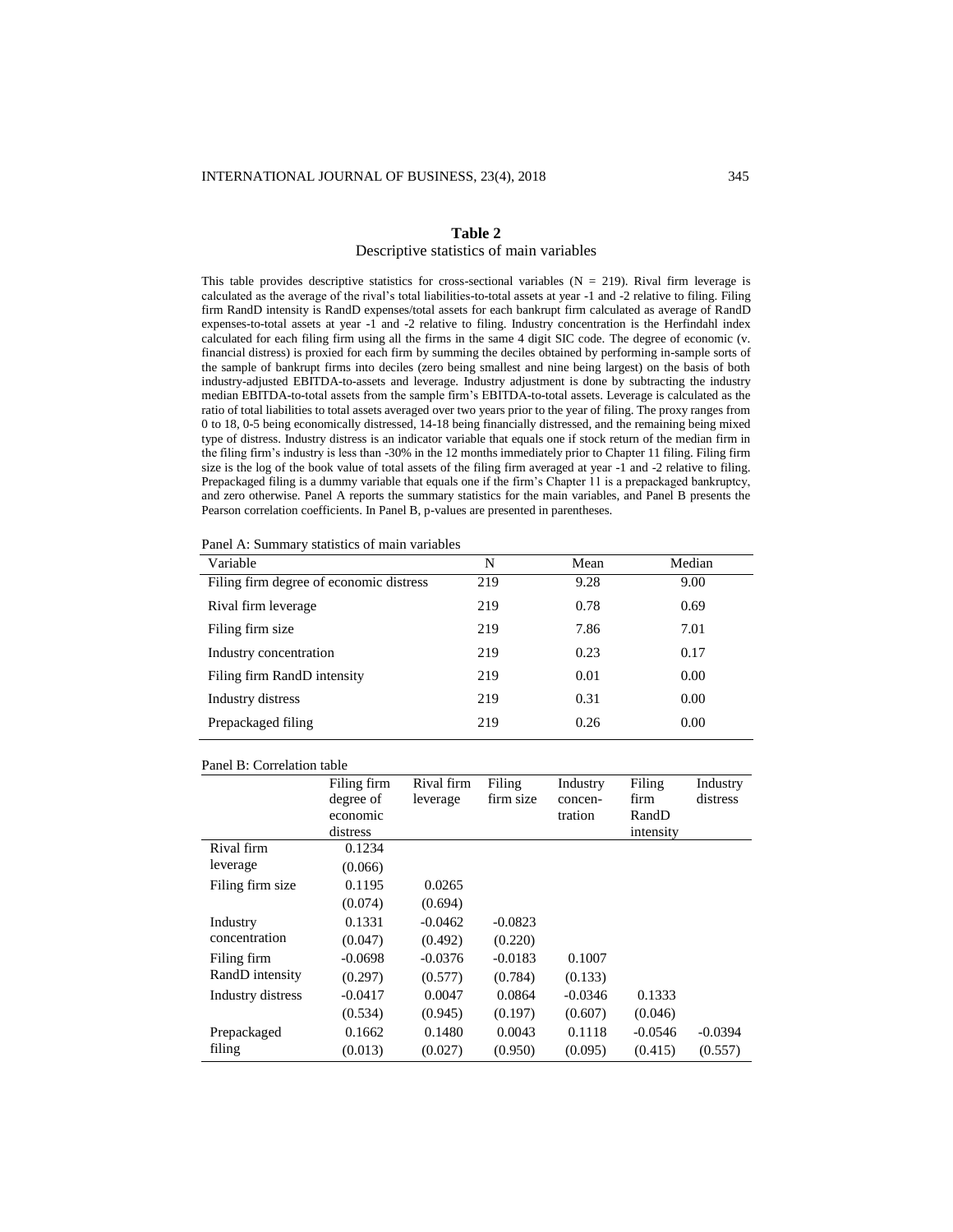## Table 2

Descriptive statistics of main variables

This table provides descriptive statistics for cross-sectional variables (N = 219). Rival firm leverage is calculated as the average of the rival's total liabilities-to-total assets at year -1 and -2 relative to filing. Filing firm RandD intensity is RandD expenses/total assets for each bankrupt firm calculated as average of RandD expenses-to-total assets at year -1 and -2 relative to filing. Industry concentration is the Herfindahl index calculated for each filing firm using all the firms in the same 4 digit SIC code. The degree of economic (v. financial distress) is proxied for each firm by summing the deciles obtained by performing in-sample sorts of the sample of bankrupt firms into deciles (zero being smallest and nine being largest) on the basis of both industry-adjusted EBITDA-to-assets and leverage. Industry adjustment is done by subtracting the industry median EBITDA-to-total assets from the sample firm's EBITDA-to-total assets. Leverage is calculated as the ratio of total liabilities to total assets averaged over two years prior to the year of filing. The proxy ranges from 0 to 18, 0-5 being economically distressed, 14-18 being financially distressed, and the remaining being mixed type of distress. Industry distress is an indicator variable that equals one if stock return of the median firm in the filing firm's industry is less than -30% in the 12 months immediately prior to Chapter 11 filing. Filing firm size is the log of the book value of total assets of the filing firm averaged at year -1 and -2 relative to filing. Prepackaged filing is a dummy variable that equals one if the firm's Chapter 11 is a prepackaged bankruptcy, and zero otherwise. Panel A reports the summary statistics for the main variables, and Panel B presents the Pearson correlation coefficients. In Panel B, p-values are presented in parentheses.

Panel A: Summary statistics of main variables

| Variable | N | Mean | Median |
|---|---|---|---|
| Filing firm degree of economic distress | 219 | 9.28 | 9.00 |
| Rival firm leverage | 219 | 0.78 | 0.69 |
| Filing firm size | 219 | 7.86 | 7.01 |
| Industry concentration | 219 | 0.23 | 0.17 |
| Filing firm RandD intensity | 219 | 0.01 | 0.00 |
| Industry distress | 219 | 0.31 | 0.00 |
| Prepackaged filing | 219 | 0.26 | 0.00 |

Panel B: Correlation table

| | Filing firm degree of economic distress | Rival firm leverage | Filing firm size | Industry concentration | Filing firm RandD intensity | Industry distress |
|---|---|---|---|---|---|---|
| Rival firm leverage | 0.1234 | | | | | |
| | (0.066) | | | | | |
| Filing firm size | 0.1195 | 0.0265 | | | | |
| | (0.074) | (0.694) | | | | |
| Industry concentration | 0.1331 | -0.0462 | -0.0823 | | | |
| | (0.047) | (0.492) | (0.220) | | | |
| Filing firm RandD intensity | -0.0698 | -0.0376 | -0.0183 | 0.1007 | | |
| | (0.297) | (0.577) | (0.784) | (0.133) | | |
| Industry distress | -0.0417 | 0.0047 | 0.0864 | -0.0346 | 0.1333 | |
| | (0.534) | (0.945) | (0.197) | (0.607) | (0.046) | |
| Prepackaged filing | 0.1662 | 0.1480 | 0.0043 | 0.1118 | -0.0546 | -0.0394 |
| | (0.013) | (0.027) | (0.950) | (0.095) | (0.415) | (0.557) |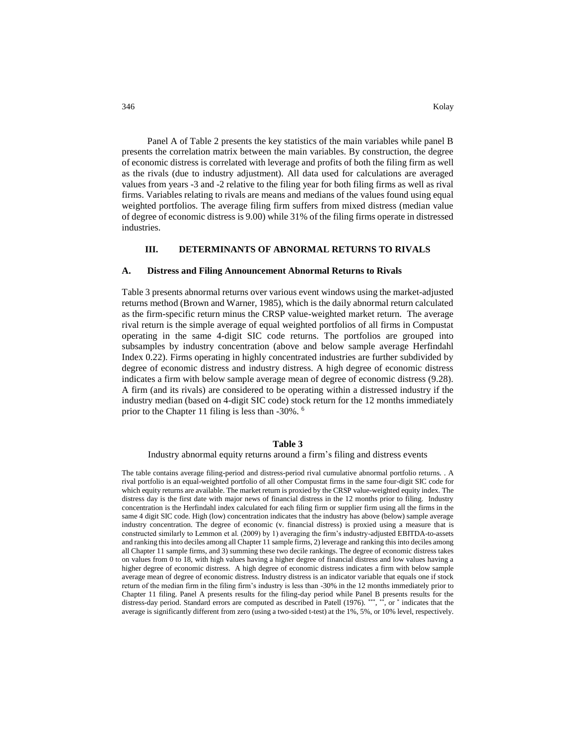Panel A of Table 2 presents the key statistics of the main variables while panel B presents the correlation matrix between the main variables. By construction, the degree of economic distress is correlated with leverage and profits of both the filing firm as well as the rivals (due to industry adjustment). All data used for calculations are averaged values from years -3 and -2 relative to the filing year for both filing firms as well as rival firms. Variables relating to rivals are means and medians of the values found using equal weighted portfolios. The average filing firm suffers from mixed distress (median value of degree of economic distress is 9.00) while 31% of the filing firms operate in distressed industries.

## III. DETERMINANTS OF ABNORMAL RETURNS TO RIVALS

### A. Distress and Filing Announcement Abnormal Returns to Rivals

Table 3 presents abnormal returns over various event windows using the market-adjusted returns method (Brown and Warner, 1985), which is the daily abnormal return calculated as the firm-specific return minus the CRSP value-weighted market return. The average rival return is the simple average of equal weighted portfolios of all firms in Compustat operating in the same 4-digit SIC code returns. The portfolios are grouped into subsamples by industry concentration (above and below sample average Herfindahl Index 0.22). Firms operating in highly concentrated industries are further subdivided by degree of economic distress and industry distress. A high degree of economic distress indicates a firm with below sample average mean of degree of economic distress (9.28). A firm (and its rivals) are considered to be operating within a distressed industry if the industry median (based on 4-digit SIC code) stock return for the 12 months immediately prior to the Chapter 11 filing is less than -30%. [6]

**Table 3**

Industry abnormal equity returns around a firm's filing and distress events

The table contains average filing-period and distress-period rival cumulative abnormal portfolio returns. . A rival portfolio is an equal-weighted portfolio of all other Compustat firms in the same four-digit SIC code for which equity returns are available. The market return is proxied by the CRSP value-weighted equity index. The distress day is the first date with major news of financial distress in the 12 months prior to filing. Industry concentration is the Herfindahl index calculated for each filing firm or supplier firm using all the firms in the same 4 digit SIC code. High (low) concentration indicates that the industry has above (below) sample average industry concentration. The degree of economic (v. financial distress) is proxied using a measure that is constructed similarly to Lemmon et al. (2009) by 1) averaging the firm's industry-adjusted EBITDA-to-assets and ranking this into deciles among all Chapter 11 sample firms, 2) leverage and ranking this into deciles among all Chapter 11 sample firms, and 3) summing these two decile rankings. The degree of economic distress takes on values from 0 to 18, with high values having a higher degree of financial distress and low values having a higher degree of economic distress. A high degree of economic distress indicates a firm with below sample average mean of degree of economic distress. Industry distress is an indicator variable that equals one if stock return of the median firm in the filing firm's industry is less than -30% in the 12 months immediately prior to Chapter 11 filing. Panel A presents results for the filing-day period while Panel B presents results for the distress-day period. Standard errors are computed as described in Patell (1976). \*\*\*, \*\*, or \* indicates that the average is significantly different from zero (using a two-sided t-test) at the 1%, 5%, or 10% level, respectively.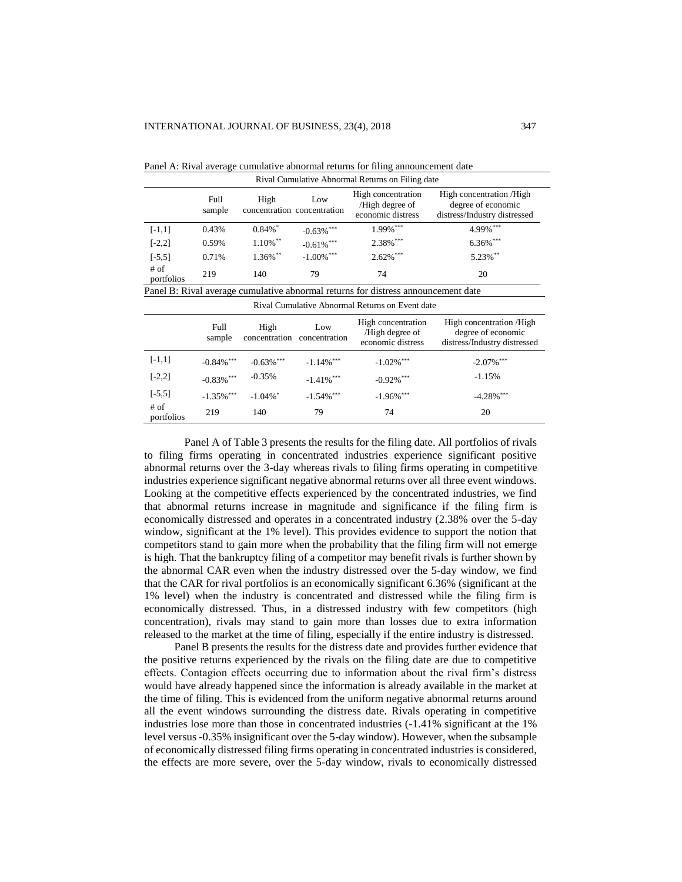Panel A: Rival average cumulative abnormal returns for filing announcement date

| Rival Cumulative Abnormal Returns on Filing date | | | | | |
|---|---|---|---|---|---|
| | Full sample | High concentration | Low concentration | High concentration /High degree of economic distress | High concentration /High degree of economic distress/Industry distressed |
| [-1,1] | 0.43% | 0.84%* | -0.63%*** | 1.99%*** | 4.99%*** |
| [-2,2] | 0.59% | 1.10%** | -0.61%*** | 2.38%*** | 6.36%*** |
| [-5,5] | 0.71% | 1.36%** | -1.00%*** | 2.62%*** | 5.23%** |
| # of portfolios | 219 | 140 | 79 | 74 | 20 |

Panel B: Rival average cumulative abnormal returns for distress announcement date

| Rival Cumulative Abnormal Returns on Event date | | | | | |
|---|---|---|---|---|---|
| | Full sample | High concentration | Low concentration | High concentration /High degree of economic distress | High concentration /High degree of economic distress/Industry distressed |
| [-1,1] | -0.84%*** | -0.63%*** | -1.14%*** | -1.02%*** | -2.07%*** |
| [-2,2] | -0.83%*** | -0.35% | -1.41%*** | -0.92%*** | -1.15% |
| [-5,5] | -1.35%*** | -1.04%* | -1.54%*** | -1.96%*** | -4.28%*** |
| # of portfolios | 219 | 140 | 79 | 74 | 20 |

Panel A of Table 3 presents the results for the filing date. All portfolios of rivals to filing firms operating in concentrated industries experience significant positive abnormal returns over the 3-day whereas rivals to filing firms operating in competitive industries experience significant negative abnormal returns over all three event windows. Looking at the competitive effects experienced by the concentrated industries, we find that abnormal returns increase in magnitude and significance if the filing firm is economically distressed and operates in a concentrated industry (2.38% over the 5-day window, significant at the 1% level). This provides evidence to support the notion that competitors stand to gain more when the probability that the filing firm will not emerge is high. That the bankruptcy filing of a competitor may benefit rivals is further shown by the abnormal CAR even when the industry distressed over the 5-day window, we find that the CAR for rival portfolios is an economically significant 6.36% (significant at the 1% level) when the industry is concentrated and distressed while the filing firm is economically distressed. Thus, in a distressed industry with few competitors (high concentration), rivals may stand to gain more than losses due to extra information released to the market at the time of filing, especially if the entire industry is distressed.

Panel B presents the results for the distress date and provides further evidence that the positive returns experienced by the rivals on the filing date are due to competitive effects. Contagion effects occurring due to information about the rival firm's distress would have already happened since the information is already available in the market at the time of filing. This is evidenced from the uniform negative abnormal returns around all the event windows surrounding the distress date. Rivals operating in competitive industries lose more than those in concentrated industries (-1.41% significant at the 1% level versus -0.35% insignificant over the 5-day window). However, when the subsample of economically distressed filing firms operating in concentrated industries is considered, the effects are more severe, over the 5-day window, rivals to economically distressed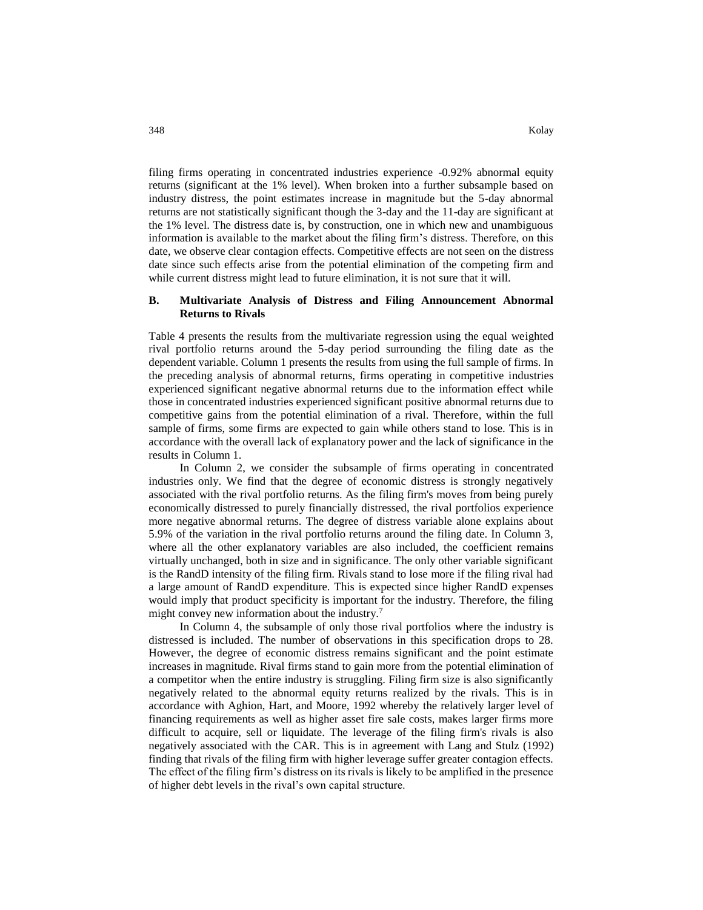filing firms operating in concentrated industries experience -0.92% abnormal equity returns (significant at the 1% level). When broken into a further subsample based on industry distress, the point estimates increase in magnitude but the 5-day abnormal returns are not statistically significant though the 3-day and the 11-day are significant at the 1% level. The distress date is, by construction, one in which new and unambiguous information is available to the market about the filing firm's distress. Therefore, on this date, we observe clear contagion effects. Competitive effects are not seen on the distress date since such effects arise from the potential elimination of the competing firm and while current distress might lead to future elimination, it is not sure that it will.

### B. Multivariate Analysis of Distress and Filing Announcement Abnormal Returns to Rivals

Table 4 presents the results from the multivariate regression using the equal weighted rival portfolio returns around the 5-day period surrounding the filing date as the dependent variable. Column 1 presents the results from using the full sample of firms. In the preceding analysis of abnormal returns, firms operating in competitive industries experienced significant negative abnormal returns due to the information effect while those in concentrated industries experienced significant positive abnormal returns due to competitive gains from the potential elimination of a rival. Therefore, within the full sample of firms, some firms are expected to gain while others stand to lose. This is in accordance with the overall lack of explanatory power and the lack of significance in the results in Column 1.

In Column 2, we consider the subsample of firms operating in concentrated industries only. We find that the degree of economic distress is strongly negatively associated with the rival portfolio returns. As the filing firm's moves from being purely economically distressed to purely financially distressed, the rival portfolios experience more negative abnormal returns. The degree of distress variable alone explains about 5.9% of the variation in the rival portfolio returns around the filing date. In Column 3, where all the other explanatory variables are also included, the coefficient remains virtually unchanged, both in size and in significance. The only other variable significant is the RandD intensity of the filing firm. Rivals stand to lose more if the filing rival had a large amount of RandD expenditure. This is expected since higher RandD expenses would imply that product specificity is important for the industry. Therefore, the filing might convey new information about the industry.[7]

In Column 4, the subsample of only those rival portfolios where the industry is distressed is included. The number of observations in this specification drops to 28. However, the degree of economic distress remains significant and the point estimate increases in magnitude. Rival firms stand to gain more from the potential elimination of a competitor when the entire industry is struggling. Filing firm size is also significantly negatively related to the abnormal equity returns realized by the rivals. This is in accordance with Aghion, Hart, and Moore, 1992 whereby the relatively larger level of financing requirements as well as higher asset fire sale costs, makes larger firms more difficult to acquire, sell or liquidate. The leverage of the filing firm's rivals is also negatively associated with the CAR. This is in agreement with Lang and Stulz (1992) finding that rivals of the filing firm with higher leverage suffer greater contagion effects. The effect of the filing firm's distress on its rivals is likely to be amplified in the presence of higher debt levels in the rival's own capital structure.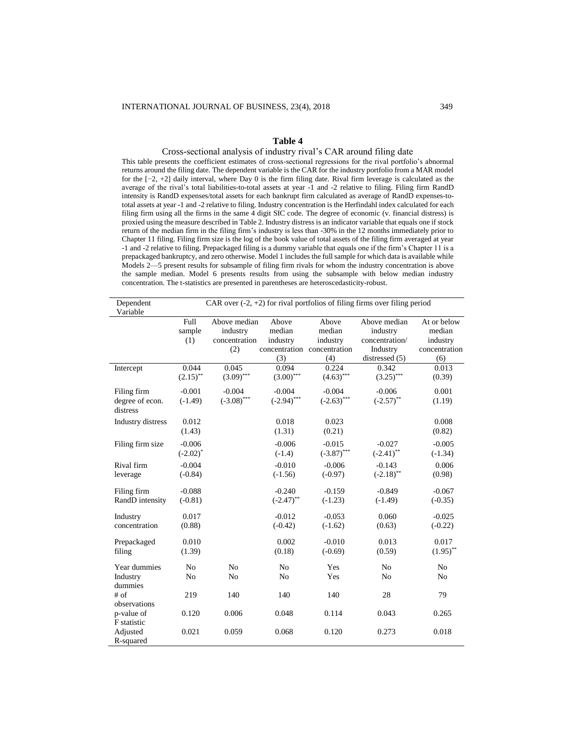**Table 4**

Cross-sectional analysis of industry rival's CAR around filing date

This table presents the coefficient estimates of cross-sectional regressions for the rival portfolio's abnormal returns around the filing date. The dependent variable is the CAR for the industry portfolio from a MAR model for the [−2, +2] daily interval, where Day 0 is the firm filing date. Rival firm leverage is calculated as the average of the rival's total liabilities-to-total assets at year -1 and -2 relative to filing. Filing firm RandD intensity is RandD expenses/total assets for each bankrupt firm calculated as average of RandD expenses-to-total assets at year -1 and -2 relative to filing. Industry concentration is the Herfindahl index calculated for each filing firm using all the firms in the same 4 digit SIC code. The degree of economic (v. financial distress) is proxied using the measure described in Table 2. Industry distress is an indicator variable that equals one if stock return of the median firm in the filing firm's industry is less than -30% in the 12 months immediately prior to Chapter 11 filing. Filing firm size is the log of the book value of total assets of the filing firm averaged at year -1 and -2 relative to filing. Prepackaged filing is a dummy variable that equals one if the firm's Chapter 11 is a prepackaged bankruptcy, and zero otherwise. Model 1 includes the full sample for which data is available while Models 2—5 present results for subsample of filing firm rivals for whom the industry concentration is above the sample median. Model 6 presents results from using the subsample with below median industry concentration. The t-statistics are presented in parentheses are heteroscedasticity-robust.

| Dependent Variable | CAR over (-2, +2) for rival portfolios of filing firms over filing period | | | | | |
|---|---|---|---|---|---|---|
| | Full sample (1) | Above median industry concentration (2) | Above median industry concentration (3) | Above median industry concentration (4) | Above median industry concentration/ Industry distressed (5) | At or below median industry concentration (6) |
| Intercept | 0.044<br>(2.15)** | 0.045<br>(3.09)*** | 0.094<br>(3.00)*** | 0.224<br>(4.63)*** | 0.342<br>(3.25)*** | 0.013<br>(0.39) |
| Filing firm degree of econ. distress | -0.001<br>(-1.49) | -0.004<br>(-3.08)*** | -0.004<br>(-2.94)*** | -0.004<br>(-2.63)*** | -0.006<br>(-2.57)** | 0.001<br>(1.19) |
| Industry distress | 0.012<br>(1.43) | | 0.018<br>(1.31) | 0.023<br>(0.21) | | 0.008<br>(0.82) |
| Filing firm size | -0.006<br>(-2.02)* | | -0.006<br>(-1.4) | -0.015<br>(-3.87)*** | -0.027<br>(-2.41)** | -0.005<br>(-1.34) |
| Rival firm leverage | -0.004<br>(-0.84) | | -0.010<br>(-1.56) | -0.006<br>(-0.97) | -0.143<br>(-2.18)** | 0.006<br>(0.98) |
| Filing firm RandD intensity | -0.088<br>(-0.81) | | -0.240<br>(-2.47)** | -0.159<br>(-1.23) | -0.849<br>(-1.49) | -0.067<br>(-0.35) |
| Industry concentration | 0.017<br>(0.88) | | -0.012<br>(-0.42) | -0.053<br>(-1.62) | 0.060<br>(0.63) | -0.025<br>(-0.22) |
| Prepackaged filing | 0.010<br>(1.39) | | 0.002<br>(0.18) | -0.010<br>(-0.69) | 0.013<br>(0.59) | 0.017<br>(1.95)** |
| Year dummies | No | No | No | Yes | No | No |
| Industry dummies | No | No | No | Yes | No | No |
| # of observations | 219 | 140 | 140 | 140 | 28 | 79 |
| p-value of F statistic | 0.120 | 0.006 | 0.048 | 0.114 | 0.043 | 0.265 |
| Adjusted R-squared | 0.021 | 0.059 | 0.068 | 0.120 | 0.273 | 0.018 |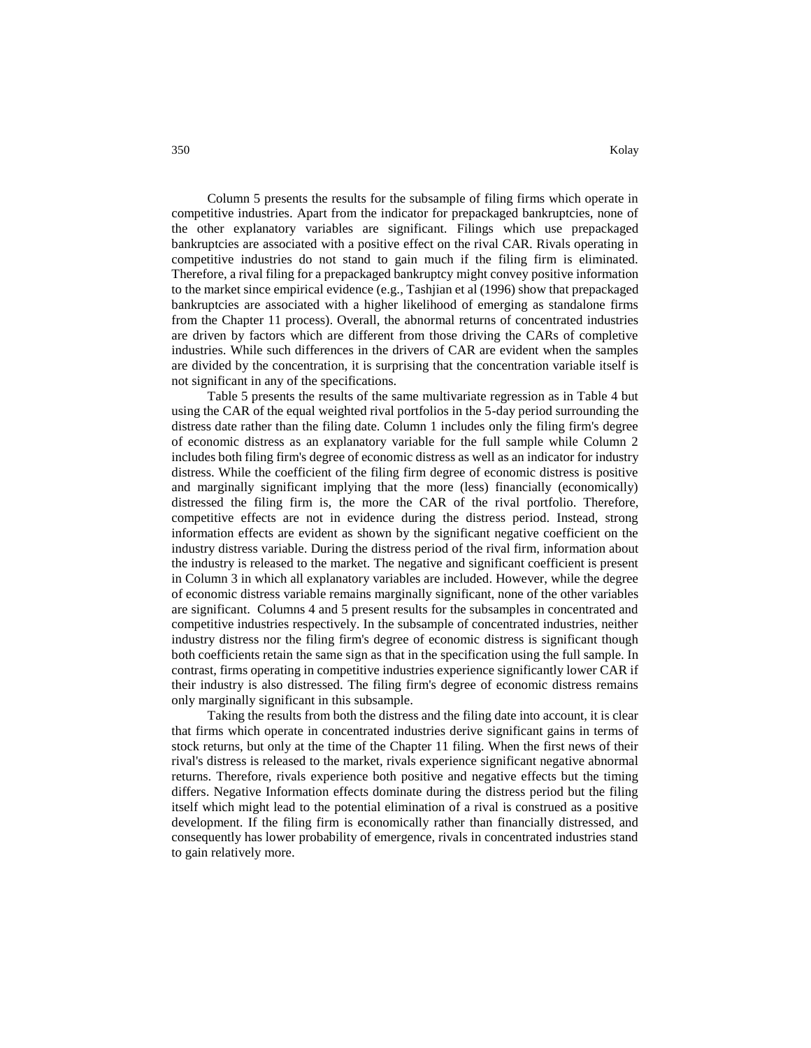Column 5 presents the results for the subsample of filing firms which operate in competitive industries. Apart from the indicator for prepackaged bankruptcies, none of the other explanatory variables are significant. Filings which use prepackaged bankruptcies are associated with a positive effect on the rival CAR. Rivals operating in competitive industries do not stand to gain much if the filing firm is eliminated. Therefore, a rival filing for a prepackaged bankruptcy might convey positive information to the market since empirical evidence (e.g., Tashjian et al (1996) show that prepackaged bankruptcies are associated with a higher likelihood of emerging as standalone firms from the Chapter 11 process). Overall, the abnormal returns of concentrated industries are driven by factors which are different from those driving the CARs of completive industries. While such differences in the drivers of CAR are evident when the samples are divided by the concentration, it is surprising that the concentration variable itself is not significant in any of the specifications.

Table 5 presents the results of the same multivariate regression as in Table 4 but using the CAR of the equal weighted rival portfolios in the 5-day period surrounding the distress date rather than the filing date. Column 1 includes only the filing firm's degree of economic distress as an explanatory variable for the full sample while Column 2 includes both filing firm's degree of economic distress as well as an indicator for industry distress. While the coefficient of the filing firm degree of economic distress is positive and marginally significant implying that the more (less) financially (economically) distressed the filing firm is, the more the CAR of the rival portfolio. Therefore, competitive effects are not in evidence during the distress period. Instead, strong information effects are evident as shown by the significant negative coefficient on the industry distress variable. During the distress period of the rival firm, information about the industry is released to the market. The negative and significant coefficient is present in Column 3 in which all explanatory variables are included. However, while the degree of economic distress variable remains marginally significant, none of the other variables are significant. Columns 4 and 5 present results for the subsamples in concentrated and competitive industries respectively. In the subsample of concentrated industries, neither industry distress nor the filing firm's degree of economic distress is significant though both coefficients retain the same sign as that in the specification using the full sample. In contrast, firms operating in competitive industries experience significantly lower CAR if their industry is also distressed. The filing firm's degree of economic distress remains only marginally significant in this subsample.

Taking the results from both the distress and the filing date into account, it is clear that firms which operate in concentrated industries derive significant gains in terms of stock returns, but only at the time of the Chapter 11 filing. When the first news of their rival's distress is released to the market, rivals experience significant negative abnormal returns. Therefore, rivals experience both positive and negative effects but the timing differs. Negative Information effects dominate during the distress period but the filing itself which might lead to the potential elimination of a rival is construed as a positive development. If the filing firm is economically rather than financially distressed, and consequently has lower probability of emergence, rivals in concentrated industries stand to gain relatively more.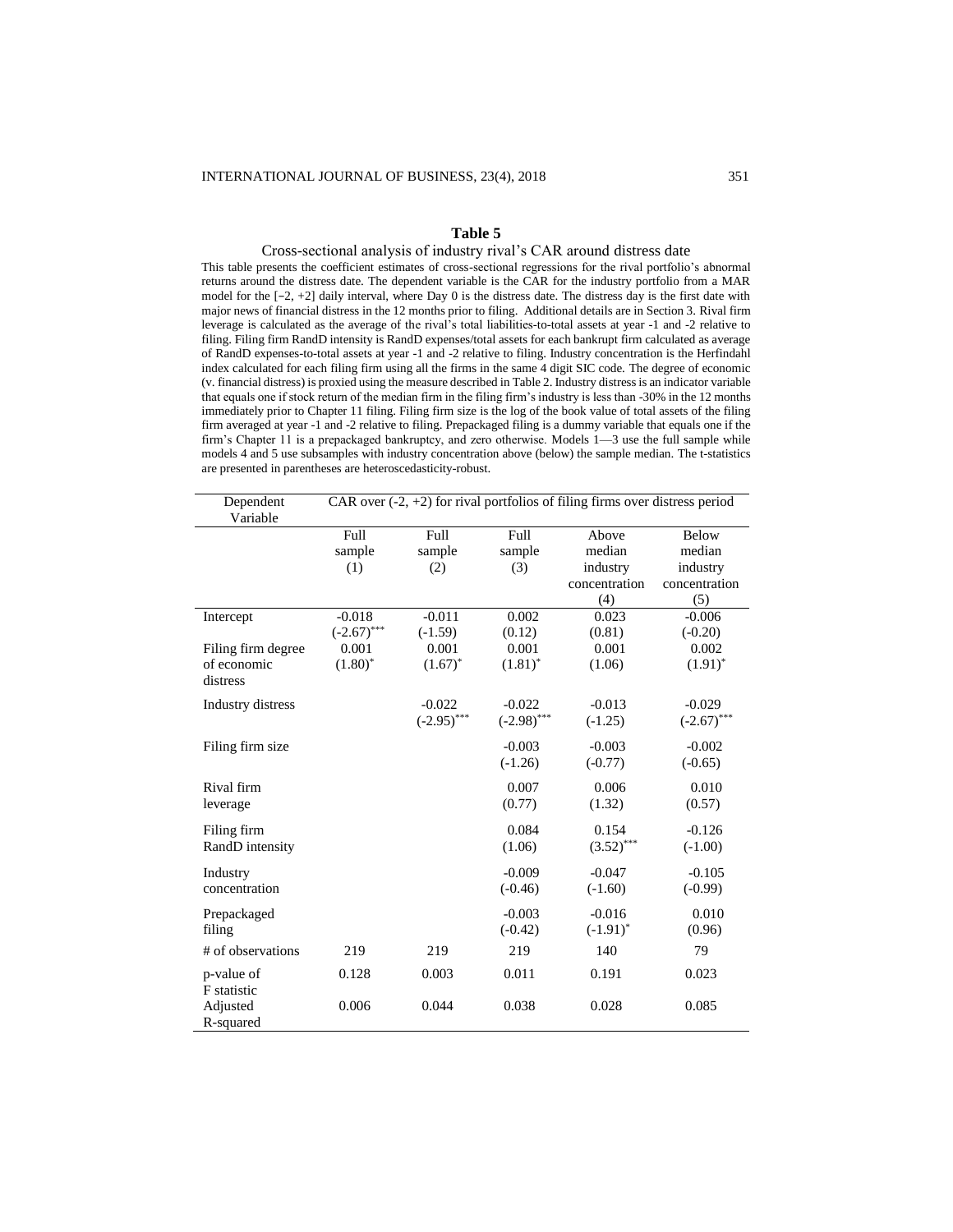**Table 5**

Cross-sectional analysis of industry rival's CAR around distress date

This table presents the coefficient estimates of cross-sectional regressions for the rival portfolio's abnormal returns around the distress date. The dependent variable is the CAR for the industry portfolio from a MAR model for the [−2, +2] daily interval, where Day 0 is the distress date. The distress day is the first date with major news of financial distress in the 12 months prior to filing. Additional details are in Section 3. Rival firm leverage is calculated as the average of the rival's total liabilities-to-total assets at year -1 and -2 relative to filing. Filing firm RandD intensity is RandD expenses/total assets for each bankrupt firm calculated as average of RandD expenses-to-total assets at year -1 and -2 relative to filing. Industry concentration is the Herfindahl index calculated for each filing firm using all the firms in the same 4 digit SIC code. The degree of economic (v. financial distress) is proxied using the measure described in Table 2. Industry distress is an indicator variable that equals one if stock return of the median firm in the filing firm's industry is less than -30% in the 12 months immediately prior to Chapter 11 filing. Filing firm size is the log of the book value of total assets of the filing firm averaged at year -1 and -2 relative to filing. Prepackaged filing is a dummy variable that equals one if the firm's Chapter 11 is a prepackaged bankruptcy, and zero otherwise. Models 1—3 use the full sample while models 4 and 5 use subsamples with industry concentration above (below) the sample median. The t-statistics are presented in parentheses are heteroscedasticity-robust.

| Dependent Variable | CAR over (-2, +2) for rival portfolios of filing firms over distress period | | | | |
|---|---|---|---|---|---|
| | Full sample (1) | Full sample (2) | Full sample (3) | Above median industry concentration (4) | Below median industry concentration (5) |
| Intercept | -0.018 | -0.011 | 0.002 | 0.023 | -0.006 |
| | (-2.67)*** | (-1.59) | (0.12) | (0.81) | (-0.20) |
| Filing firm degree of economic distress | 0.001 | 0.001 | 0.001 | 0.001 | 0.002 |
| | (1.80)* | (1.67)* | (1.81)* | (1.06) | (1.91)* |
| Industry distress | | -0.022 | -0.022 | -0.013 | -0.029 |
| | | (-2.95)*** | (-2.98)*** | (-1.25) | (-2.67)*** |
| Filing firm size | | | -0.003 | -0.003 | -0.002 |
| | | | (-1.26) | (-0.77) | (-0.65) |
| Rival firm leverage | | | 0.007 | 0.006 | 0.010 |
| | | | (0.77) | (1.32) | (0.57) |
| Filing firm RandD intensity | | | 0.084 | 0.154 | -0.126 |
| | | | (1.06) | (3.52)*** | (-1.00) |
| Industry concentration | | | -0.009 | -0.047 | -0.105 |
| | | | (-0.46) | (-1.60) | (-0.99) |
| Prepackaged filing | | | -0.003 | -0.016 | 0.010 |
| | | | (-0.42) | (-1.91)* | (0.96) |
| # of observations | 219 | 219 | 219 | 140 | 79 |
| p-value of F statistic | 0.128 | 0.003 | 0.011 | 0.191 | 0.023 |
| Adjusted R-squared | 0.006 | 0.044 | 0.038 | 0.028 | 0.085 |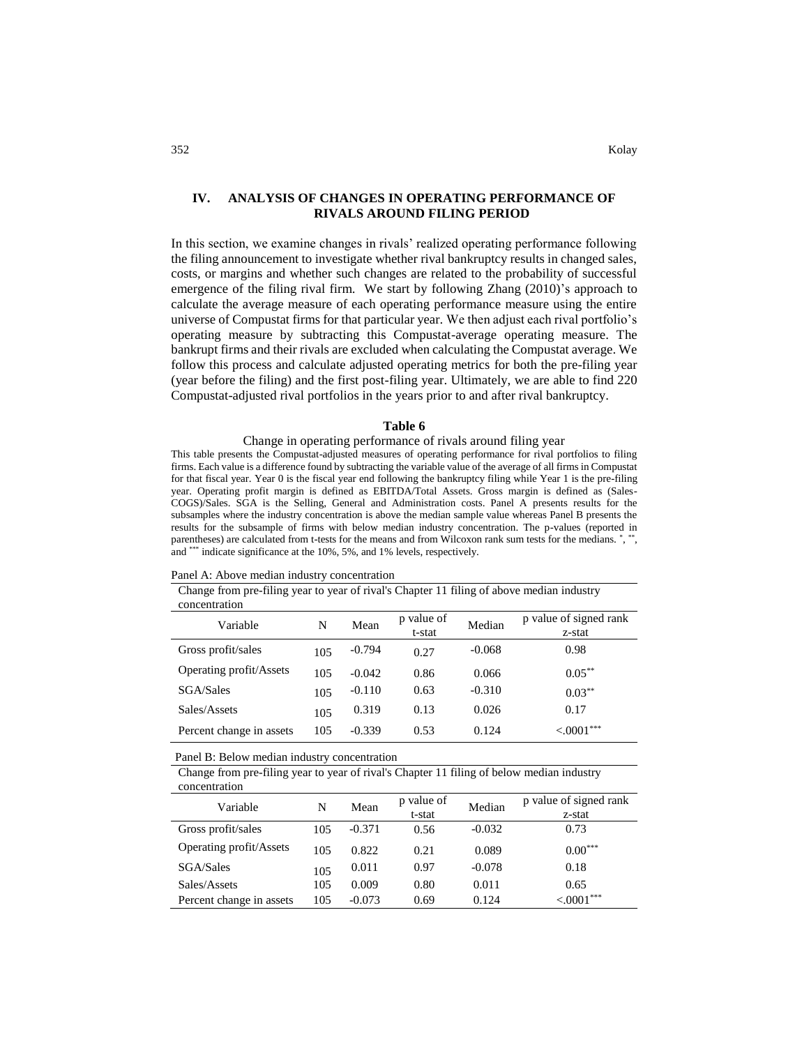## IV. ANALYSIS OF CHANGES IN OPERATING PERFORMANCE OF RIVALS AROUND FILING PERIOD

In this section, we examine changes in rivals' realized operating performance following the filing announcement to investigate whether rival bankruptcy results in changed sales, costs, or margins and whether such changes are related to the probability of successful emergence of the filing rival firm. We start by following Zhang (2010)'s approach to calculate the average measure of each operating performance measure using the entire universe of Compustat firms for that particular year. We then adjust each rival portfolio's operating measure by subtracting this Compustat-average operating measure. The bankrupt firms and their rivals are excluded when calculating the Compustat average. We follow this process and calculate adjusted operating metrics for both the pre-filing year (year before the filing) and the first post-filing year. Ultimately, we are able to find 220 Compustat-adjusted rival portfolios in the years prior to and after rival bankruptcy.

**Table 6**

Change in operating performance of rivals around filing year

This table presents the Compustat-adjusted measures of operating performance for rival portfolios to filing firms. Each value is a difference found by subtracting the variable value of the average of all firms in Compustat for that fiscal year. Year 0 is the fiscal year end following the bankruptcy filing while Year 1 is the pre-filing year. Operating profit margin is defined as EBITDA/Total Assets. Gross margin is defined as (Sales-COGS)/Sales. SGA is the Selling, General and Administration costs. Panel A presents results for the subsamples where the industry concentration is above the median sample value whereas Panel B presents the results for the subsample of firms with below median industry concentration. The p-values (reported in parentheses) are calculated from t-tests for the means and from Wilcoxon rank sum tests for the medians. *, **, and *** indicate significance at the 10%, 5%, and 1% levels, respectively.

Panel A: Above median industry concentration

Change from pre-filing year to year of rival's Chapter 11 filing of above median industry concentration

| Variable | N | Mean | p value of t-stat | Median | p value of signed rank z-stat |
|---|---|---|---|---|---|
| Gross profit/sales | 105 | -0.794 | 0.27 | -0.068 | 0.98 |
| Operating profit/Assets | 105 | -0.042 | 0.86 | 0.066 | 0.05** |
| SGA/Sales | 105 | -0.110 | 0.63 | -0.310 | 0.03** |
| Sales/Assets | 105 | 0.319 | 0.13 | 0.026 | 0.17 |
| Percent change in assets | 105 | -0.339 | 0.53 | 0.124 | <.0001*** |

Panel B: Below median industry concentration

Change from pre-filing year to year of rival's Chapter 11 filing of below median industry concentration

| Variable | N | Mean | p value of t-stat | Median | p value of signed rank z-stat |
|---|---|---|---|---|---|
| Gross profit/sales | 105 | -0.371 | 0.56 | -0.032 | 0.73 |
| Operating profit/Assets | 105 | 0.822 | 0.21 | 0.089 | 0.00*** |
| SGA/Sales | 105 | 0.011 | 0.97 | -0.078 | 0.18 |
| Sales/Assets | 105 | 0.009 | 0.80 | 0.011 | 0.65 |
| Percent change in assets | 105 | -0.073 | 0.69 | 0.124 | <.0001*** |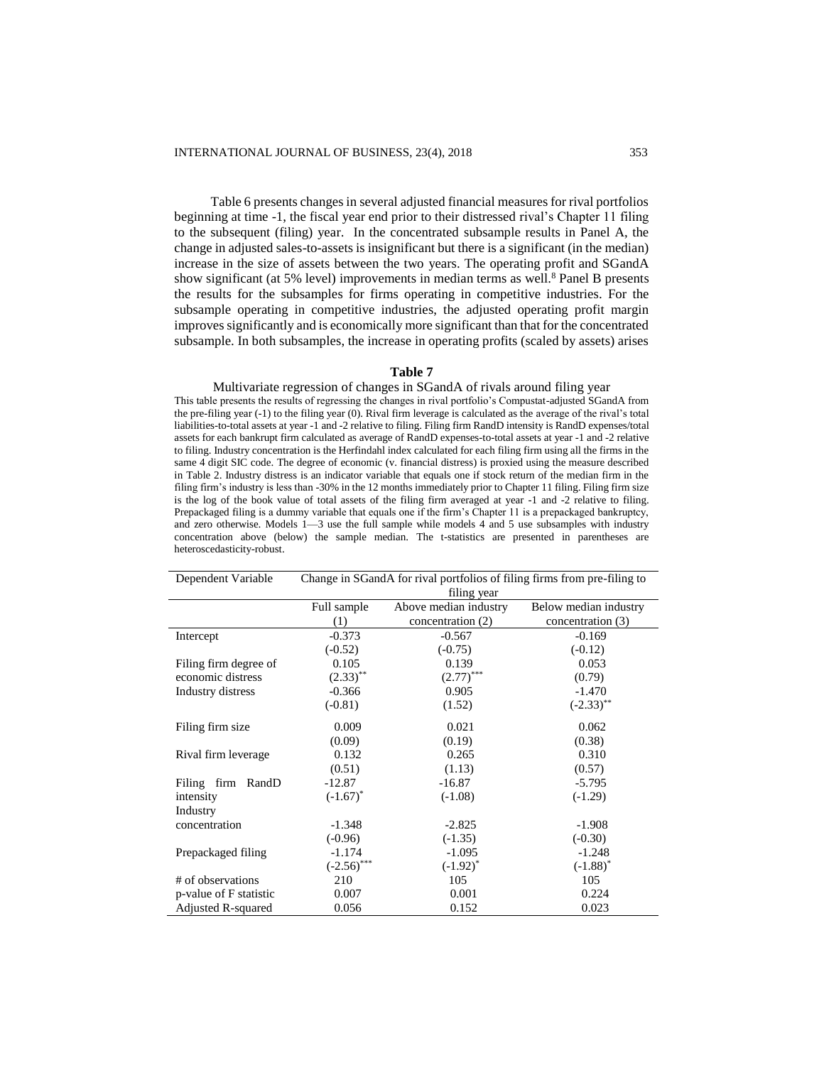Table 6 presents changes in several adjusted financial measures for rival portfolios beginning at time -1, the fiscal year end prior to their distressed rival's Chapter 11 filing to the subsequent (filing) year. In the concentrated subsample results in Panel A, the change in adjusted sales-to-assets is insignificant but there is a significant (in the median) increase in the size of assets between the two years. The operating profit and SGandA show significant (at 5% level) improvements in median terms as well.[8] Panel B presents the results for the subsamples for firms operating in competitive industries. For the subsample operating in competitive industries, the adjusted operating profit margin improves significantly and is economically more significant than that for the concentrated subsample. In both subsamples, the increase in operating profits (scaled by assets) arises

**Table 7**

Multivariate regression of changes in SGandA of rivals around filing year

This table presents the results of regressing the changes in rival portfolio's Compustat-adjusted SGandA from the pre-filing year (-1) to the filing year (0). Rival firm leverage is calculated as the average of the rival's total liabilities-to-total assets at year -1 and -2 relative to filing. Filing firm RandD intensity is RandD expenses/total assets for each bankrupt firm calculated as average of RandD expenses-to-total assets at year -1 and -2 relative to filing. Industry concentration is the Herfindahl index calculated for each filing firm using all the firms in the same 4 digit SIC code. The degree of economic (v. financial distress) is proxied using the measure described in Table 2. Industry distress is an indicator variable that equals one if stock return of the median firm in the filing firm's industry is less than -30% in the 12 months immediately prior to Chapter 11 filing. Filing firm size is the log of the book value of total assets of the filing firm averaged at year -1 and -2 relative to filing. Prepackaged filing is a dummy variable that equals one if the firm's Chapter 11 is a prepackaged bankruptcy, and zero otherwise. Models 1—3 use the full sample while models 4 and 5 use subsamples with industry concentration above (below) the sample median. The t-statistics are presented in parentheses are heteroscedasticity-robust.

| Dependent Variable | Change in SGandA for rival portfolios of filing firms from pre-filing to filing year | | |
|---|---|---|---|
| | Full sample (1) | Above median industry concentration (2) | Below median industry concentration (3) |
| Intercept | -0.373 | -0.567 | -0.169 |
| | (-0.52) | (-0.75) | (-0.12) |
| Filing firm degree of economic distress | 0.105 | 0.139 | 0.053 |
| | (2.33)** | (2.77)*** | (0.79) |
| Industry distress | -0.366 | 0.905 | -1.470 |
| | (-0.81) | (1.52) | (-2.33)** |
| Filing firm size | 0.009 | 0.021 | 0.062 |
| | (0.09) | (0.19) | (0.38) |
| Rival firm leverage | 0.132 | 0.265 | 0.310 |
| | (0.51) | (1.13) | (0.57) |
| Filing firm RandD intensity | -12.87 | -16.87 | -5.795 |
| | (-1.67)* | (-1.08) | (-1.29) |
| Industry concentration | -1.348 | -2.825 | -1.908 |
| | (-0.96) | (-1.35) | (-0.30) |
| Prepackaged filing | -1.174 | -1.095 | -1.248 |
| | (-2.56)*** | (-1.92)* | (-1.88)* |
| # of observations | 210 | 105 | 105 |
| p-value of F statistic | 0.007 | 0.001 | 0.224 |
| Adjusted R-squared | 0.056 | 0.152 | 0.023 |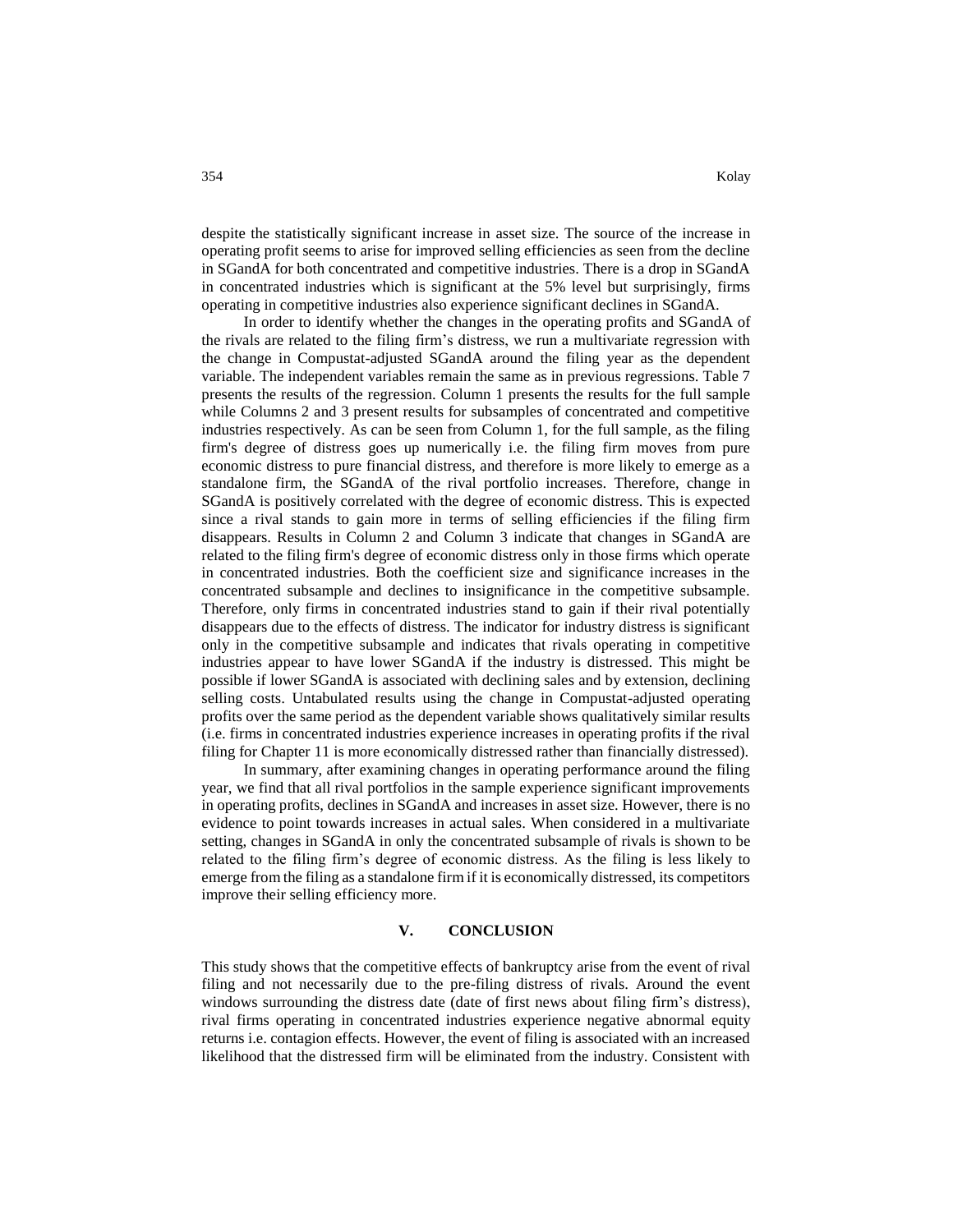despite the statistically significant increase in asset size. The source of the increase in operating profit seems to arise for improved selling efficiencies as seen from the decline in SGandA for both concentrated and competitive industries. There is a drop in SGandA in concentrated industries which is significant at the 5% level but surprisingly, firms operating in competitive industries also experience significant declines in SGandA.

In order to identify whether the changes in the operating profits and SGandA of the rivals are related to the filing firm's distress, we run a multivariate regression with the change in Compustat-adjusted SGandA around the filing year as the dependent variable. The independent variables remain the same as in previous regressions. Table 7 presents the results of the regression. Column 1 presents the results for the full sample while Columns 2 and 3 present results for subsamples of concentrated and competitive industries respectively. As can be seen from Column 1, for the full sample, as the filing firm's degree of distress goes up numerically i.e. the filing firm moves from pure economic distress to pure financial distress, and therefore is more likely to emerge as a standalone firm, the SGandA of the rival portfolio increases. Therefore, change in SGandA is positively correlated with the degree of economic distress. This is expected since a rival stands to gain more in terms of selling efficiencies if the filing firm disappears. Results in Column 2 and Column 3 indicate that changes in SGandA are related to the filing firm's degree of economic distress only in those firms which operate in concentrated industries. Both the coefficient size and significance increases in the concentrated subsample and declines to insignificance in the competitive subsample. Therefore, only firms in concentrated industries stand to gain if their rival potentially disappears due to the effects of distress. The indicator for industry distress is significant only in the competitive subsample and indicates that rivals operating in competitive industries appear to have lower SGandA if the industry is distressed. This might be possible if lower SGandA is associated with declining sales and by extension, declining selling costs. Untabulated results using the change in Compustat-adjusted operating profits over the same period as the dependent variable shows qualitatively similar results (i.e. firms in concentrated industries experience increases in operating profits if the rival filing for Chapter 11 is more economically distressed rather than financially distressed).

In summary, after examining changes in operating performance around the filing year, we find that all rival portfolios in the sample experience significant improvements in operating profits, declines in SGandA and increases in asset size. However, there is no evidence to point towards increases in actual sales. When considered in a multivariate setting, changes in SGandA in only the concentrated subsample of rivals is shown to be related to the filing firm's degree of economic distress. As the filing is less likely to emerge from the filing as a standalone firm if it is economically distressed, its competitors improve their selling efficiency more.

## V. CONCLUSION

This study shows that the competitive effects of bankruptcy arise from the event of rival filing and not necessarily due to the pre-filing distress of rivals. Around the event windows surrounding the distress date (date of first news about filing firm's distress), rival firms operating in concentrated industries experience negative abnormal equity returns i.e. contagion effects. However, the event of filing is associated with an increased likelihood that the distressed firm will be eliminated from the industry. Consistent with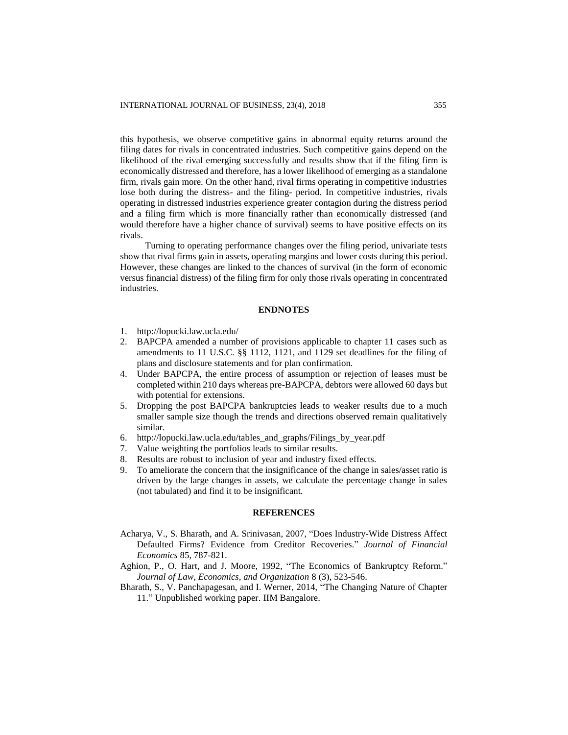this hypothesis, we observe competitive gains in abnormal equity returns around the filing dates for rivals in concentrated industries. Such competitive gains depend on the likelihood of the rival emerging successfully and results show that if the filing firm is economically distressed and therefore, has a lower likelihood of emerging as a standalone firm, rivals gain more. On the other hand, rival firms operating in competitive industries lose both during the distress- and the filing- period. In competitive industries, rivals operating in distressed industries experience greater contagion during the distress period and a filing firm which is more financially rather than economically distressed (and would therefore have a higher chance of survival) seems to have positive effects on its rivals.

Turning to operating performance changes over the filing period, univariate tests show that rival firms gain in assets, operating margins and lower costs during this period. However, these changes are linked to the chances of survival (in the form of economic versus financial distress) of the filing firm for only those rivals operating in concentrated industries.

## ENDNOTES

1. http://lopucki.law.ucla.edu/
2. BAPCPA amended a number of provisions applicable to chapter 11 cases such as amendments to 11 U.S.C. §§ 1112, 1121, and 1129 set deadlines for the filing of plans and disclosure statements and for plan confirmation.
4. Under BAPCPA, the entire process of assumption or rejection of leases must be completed within 210 days whereas pre-BAPCPA, debtors were allowed 60 days but with potential for extensions.
5. Dropping the post BAPCPA bankruptcies leads to weaker results due to a much smaller sample size though the trends and directions observed remain qualitatively similar.
6. http://lopucki.law.ucla.edu/tables_and_graphs/Filings_by_year.pdf
7. Value weighting the portfolios leads to similar results.
8. Results are robust to inclusion of year and industry fixed effects.
9. To ameliorate the concern that the insignificance of the change in sales/asset ratio is driven by the large changes in assets, we calculate the percentage change in sales (not tabulated) and find it to be insignificant.

## REFERENCES

Acharya, V., S. Bharath, and A. Srinivasan, 2007, "Does Industry-Wide Distress Affect Defaulted Firms? Evidence from Creditor Recoveries." *Journal of Financial Economics* 85, 787-821.

Aghion, P., O. Hart, and J. Moore, 1992, "The Economics of Bankruptcy Reform." *Journal of Law, Economics, and Organization* 8 (3), 523-546.

Bharath, S., V. Panchapagesan, and I. Werner, 2014, "The Changing Nature of Chapter 11." Unpublished working paper. IIM Bangalore.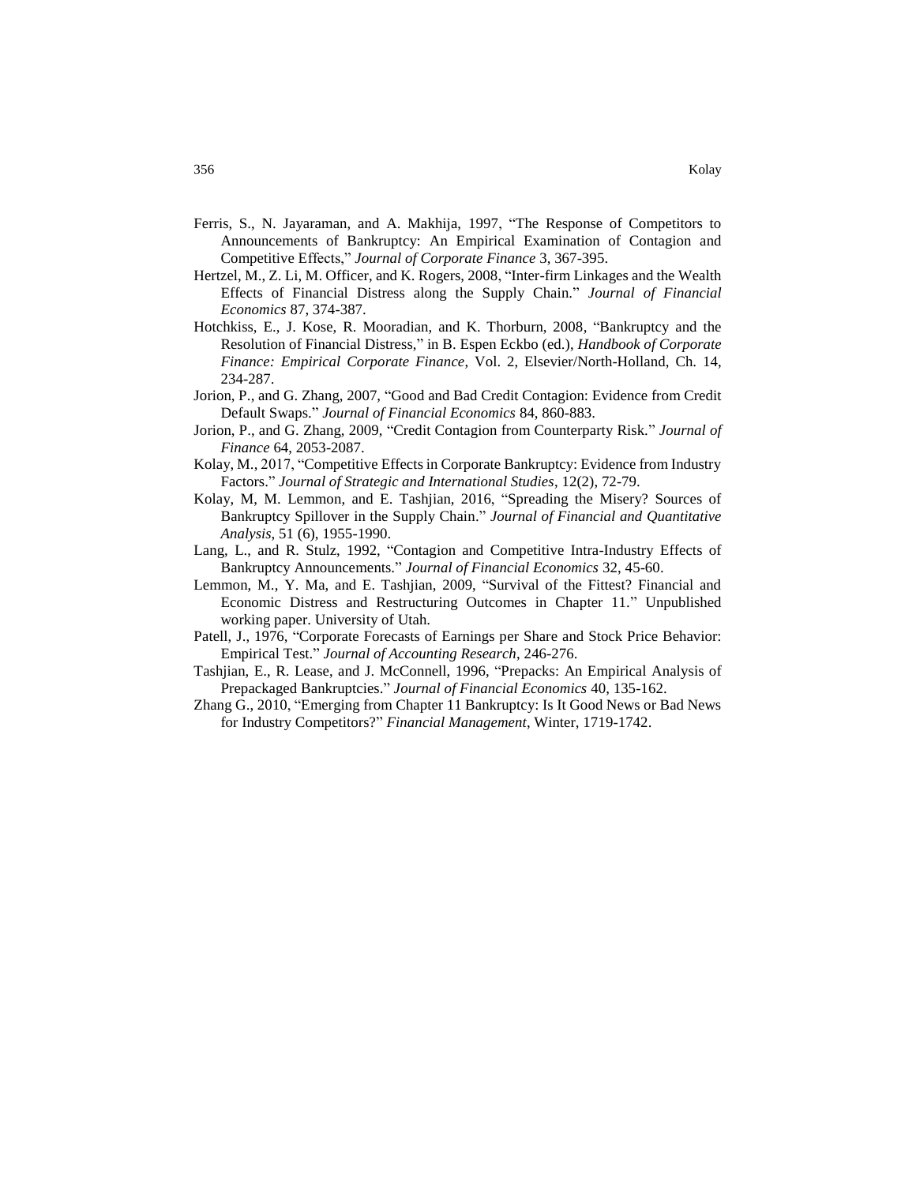Ferris, S., N. Jayaraman, and A. Makhija, 1997, "The Response of Competitors to Announcements of Bankruptcy: An Empirical Examination of Contagion and Competitive Effects," *Journal of Corporate Finance* 3, 367-395.

Hertzel, M., Z. Li, M. Officer, and K. Rogers, 2008, "Inter-firm Linkages and the Wealth Effects of Financial Distress along the Supply Chain." *Journal of Financial Economics* 87, 374-387.

Hotchkiss, E., J. Kose, R. Mooradian, and K. Thorburn, 2008, "Bankruptcy and the Resolution of Financial Distress," in B. Espen Eckbo (ed.), *Handbook of Corporate Finance: Empirical Corporate Finance*, Vol. 2, Elsevier/North-Holland, Ch. 14, 234-287.

Jorion, P., and G. Zhang, 2007, "Good and Bad Credit Contagion: Evidence from Credit Default Swaps." *Journal of Financial Economics* 84, 860-883.

Jorion, P., and G. Zhang, 2009, "Credit Contagion from Counterparty Risk." *Journal of Finance* 64, 2053-2087.

Kolay, M., 2017, "Competitive Effects in Corporate Bankruptcy: Evidence from Industry Factors." *Journal of Strategic and International Studies*, 12(2), 72-79.

Kolay, M, M. Lemmon, and E. Tashjian, 2016, "Spreading the Misery? Sources of Bankruptcy Spillover in the Supply Chain." *Journal of Financial and Quantitative Analysis*, 51 (6), 1955-1990.

Lang, L., and R. Stulz, 1992, "Contagion and Competitive Intra-Industry Effects of Bankruptcy Announcements." *Journal of Financial Economics* 32, 45-60.

Lemmon, M., Y. Ma, and E. Tashjian, 2009, "Survival of the Fittest? Financial and Economic Distress and Restructuring Outcomes in Chapter 11." Unpublished working paper. University of Utah.

Patell, J., 1976, "Corporate Forecasts of Earnings per Share and Stock Price Behavior: Empirical Test." *Journal of Accounting Research*, 246-276.

Tashjian, E., R. Lease, and J. McConnell, 1996, "Prepacks: An Empirical Analysis of Prepackaged Bankruptcies." *Journal of Financial Economics* 40, 135-162.

Zhang G., 2010, "Emerging from Chapter 11 Bankruptcy: Is It Good News or Bad News for Industry Competitors?" *Financial Management*, Winter, 1719-1742.